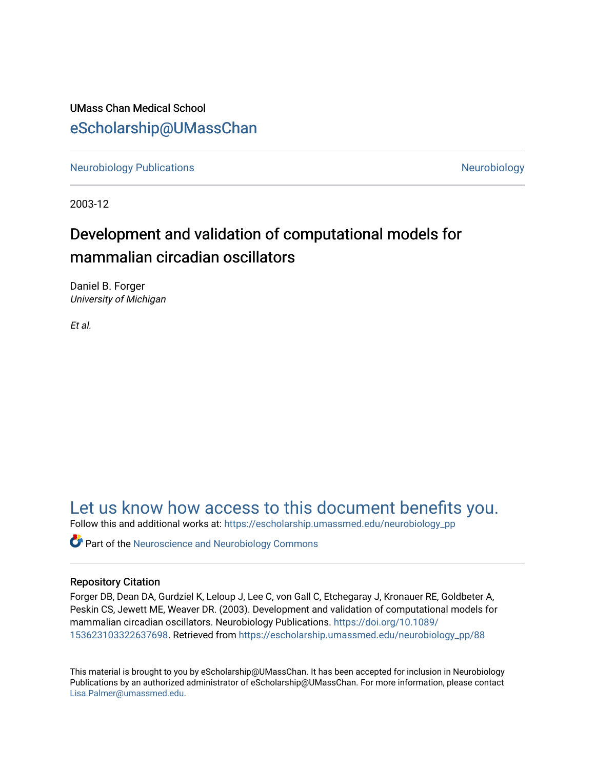UMass Chan Medical School

eScholarship@UMassChan

Neurobiology Publications | Neurobiology

2003-12

# Development and validation of computational models for mammalian circadian oscillators

Daniel B. Forger
*University of Michigan*

*Et al.*

Let us know how access to this document benefits you.

Follow this and additional works at: https://escholarship.umassmed.edu/neurobiology_pp

Part of the Neuroscience and Neurobiology Commons

## Repository Citation

Forger DB, Dean DA, Gurdziel K, Leloup J, Lee C, von Gall C, Etchegaray J, Kronauer RE, Goldbeter A, Peskin CS, Jewett ME, Weaver DR. (2003). Development and validation of computational models for mammalian circadian oscillators. Neurobiology Publications. https://doi.org/10.1089/153623103322637698. Retrieved from https://escholarship.umassmed.edu/neurobiology_pp/88

This material is brought to you by eScholarship@UMassChan. It has been accepted for inclusion in Neurobiology Publications by an authorized administrator of eScholarship@UMassChan. For more information, please contact Lisa.Palmer@umassmed.edu.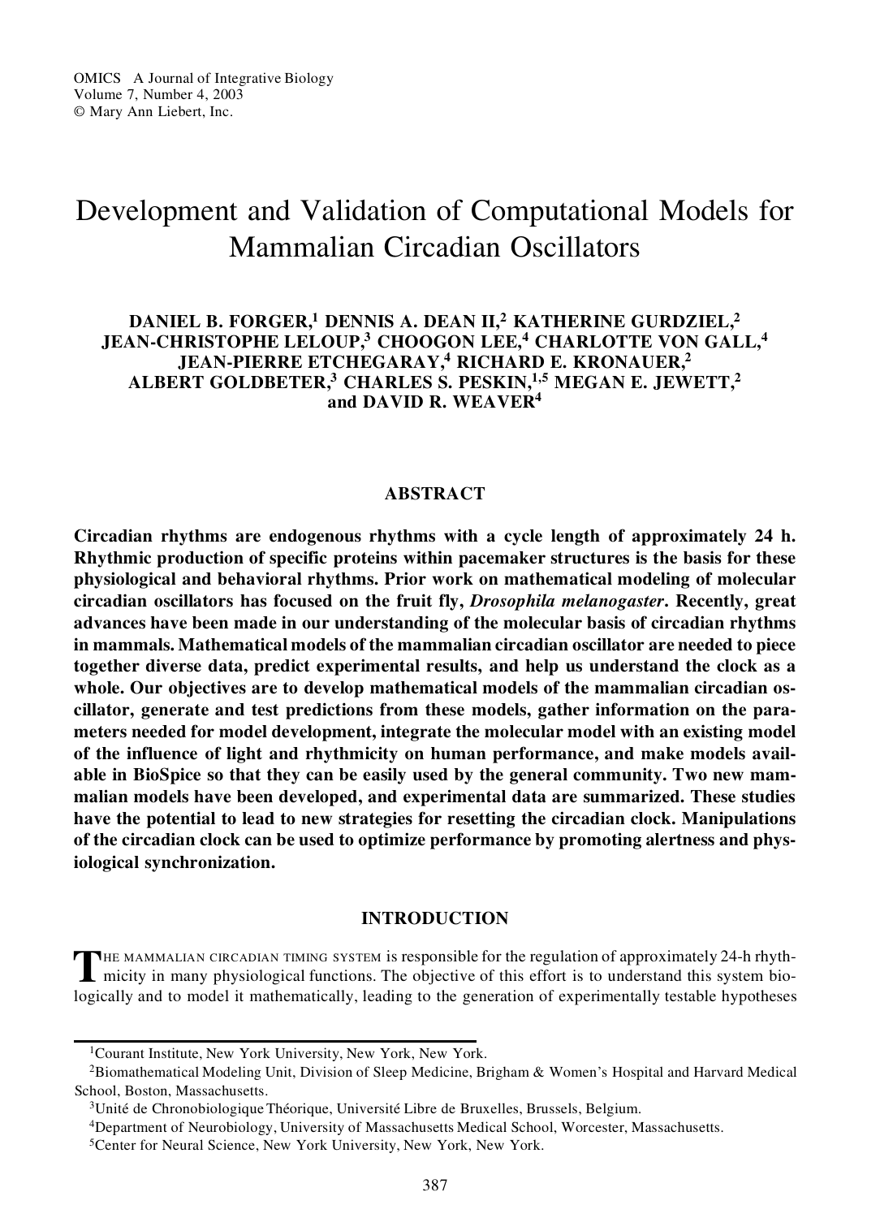# Development and Validation of Computational Models for Mammalian Circadian Oscillators

**DANIEL B. FORGER,[1] DENNIS A. DEAN II,[2] KATHERINE GURDZIEL,[2] JEAN-CHRISTOPHE LELOUP,[3] CHOOGON LEE,[4] CHARLOTTE VON GALL,[4] JEAN-PIERRE ETCHEGARAY,[4] RICHARD E. KRONAUER,[2] ALBERT GOLDBETER,[3] CHARLES S. PESKIN,[1,5] MEGAN E. JEWETT,[2] and DAVID R. WEAVER[4]**

## ABSTRACT

**Circadian rhythms are endogenous rhythms with a cycle length of approximately 24 h. Rhythmic production of specific proteins within pacemaker structures is the basis for these physiological and behavioral rhythms. Prior work on mathematical modeling of molecular circadian oscillators has focused on the fruit fly, *Drosophila melanogaster*. Recently, great advances have been made in our understanding of the molecular basis of circadian rhythms in mammals. Mathematical models of the mammalian circadian oscillator are needed to piece together diverse data, predict experimental results, and help us understand the clock as a whole. Our objectives are to develop mathematical models of the mammalian circadian oscillator, generate and test predictions from these models, gather information on the parameters needed for model development, integrate the molecular model with an existing model of the influence of light and rhythmicity on human performance, and make models available in BioSpice so that they can be easily used by the general community. Two new mammalian models have been developed, and experimental data are summarized. These studies have the potential to lead to new strategies for resetting the circadian clock. Manipulations of the circadian clock can be used to optimize performance by promoting alertness and physiological synchronization.**

## INTRODUCTION

The mammalian circadian timing system is responsible for the regulation of approximately 24-h rhythmicity in many physiological functions. The objective of this effort is to understand this system biologically and to model it mathematically, leading to the generation of experimentally testable hypotheses

---

[1]Courant Institute, New York University, New York, New York.

[2]Biomathematical Modeling Unit, Division of Sleep Medicine, Brigham & Women's Hospital and Harvard Medical School, Boston, Massachusetts.

[3]Unité de Chronobiologique Théorique, Université Libre de Bruxelles, Brussels, Belgium.

[4]Department of Neurobiology, University of Massachusetts Medical School, Worcester, Massachusetts.

[5]Center for Neural Science, New York University, New York, New York.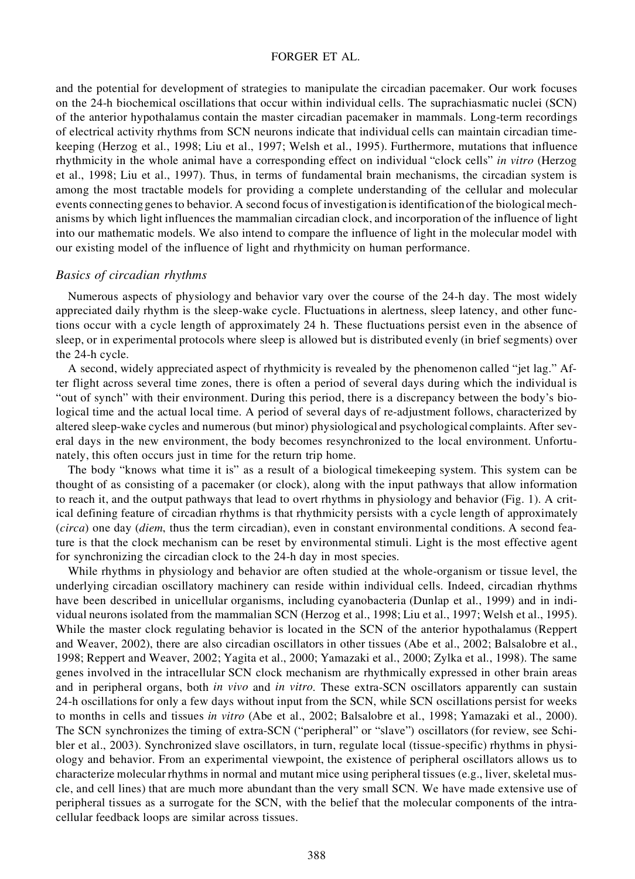and the potential for development of strategies to manipulate the circadian pacemaker. Our work focuses on the 24-h biochemical oscillations that occur within individual cells. The suprachiasmatic nuclei (SCN) of the anterior hypothalamus contain the master circadian pacemaker in mammals. Long-term recordings of electrical activity rhythms from SCN neurons indicate that individual cells can maintain circadian timekeeping (Herzog et al., 1998; Liu et al., 1997; Welsh et al., 1995). Furthermore, mutations that influence rhythmicity in the whole animal have a corresponding effect on individual "clock cells" *in vitro* (Herzog et al., 1998; Liu et al., 1997). Thus, in terms of fundamental brain mechanisms, the circadian system is among the most tractable models for providing a complete understanding of the cellular and molecular events connecting genes to behavior. A second focus of investigation is identification of the biological mechanisms by which light influences the mammalian circadian clock, and incorporation of the influence of light into our mathematic models. We also intend to compare the influence of light in the molecular model with our existing model of the influence of light and rhythmicity on human performance.

### *Basics of circadian rhythms*

Numerous aspects of physiology and behavior vary over the course of the 24-h day. The most widely appreciated daily rhythm is the sleep-wake cycle. Fluctuations in alertness, sleep latency, and other functions occur with a cycle length of approximately 24 h. These fluctuations persist even in the absence of sleep, or in experimental protocols where sleep is allowed but is distributed evenly (in brief segments) over the 24-h cycle.

A second, widely appreciated aspect of rhythmicity is revealed by the phenomenon called "jet lag." After flight across several time zones, there is often a period of several days during which the individual is "out of synch" with their environment. During this period, there is a discrepancy between the body's biological time and the actual local time. A period of several days of re-adjustment follows, characterized by altered sleep-wake cycles and numerous (but minor) physiological and psychological complaints. After several days in the new environment, the body becomes resynchronized to the local environment. Unfortunately, this often occurs just in time for the return trip home.

The body "knows what time it is" as a result of a biological timekeeping system. This system can be thought of as consisting of a pacemaker (or clock), along with the input pathways that allow information to reach it, and the output pathways that lead to overt rhythms in physiology and behavior (Fig. 1). A critical defining feature of circadian rhythms is that rhythmicity persists with a cycle length of approximately (*circa*) one day (*diem*, thus the term circadian), even in constant environmental conditions. A second feature is that the clock mechanism can be reset by environmental stimuli. Light is the most effective agent for synchronizing the circadian clock to the 24-h day in most species.

While rhythms in physiology and behavior are often studied at the whole-organism or tissue level, the underlying circadian oscillatory machinery can reside within individual cells. Indeed, circadian rhythms have been described in unicellular organisms, including cyanobacteria (Dunlap et al., 1999) and in individual neurons isolated from the mammalian SCN (Herzog et al., 1998; Liu et al., 1997; Welsh et al., 1995). While the master clock regulating behavior is located in the SCN of the anterior hypothalamus (Reppert and Weaver, 2002), there are also circadian oscillators in other tissues (Abe et al., 2002; Balsalobre et al., 1998; Reppert and Weaver, 2002; Yagita et al., 2000; Yamazaki et al., 2000; Zylka et al., 1998). The same genes involved in the intracellular SCN clock mechanism are rhythmically expressed in other brain areas and in peripheral organs, both *in vivo* and *in vitro*. These extra-SCN oscillators apparently can sustain 24-h oscillations for only a few days without input from the SCN, while SCN oscillations persist for weeks to months in cells and tissues *in vitro* (Abe et al., 2002; Balsalobre et al., 1998; Yamazaki et al., 2000). The SCN synchronizes the timing of extra-SCN ("peripheral" or "slave") oscillators (for review, see Schibler et al., 2003). Synchronized slave oscillators, in turn, regulate local (tissue-specific) rhythms in physiology and behavior. From an experimental viewpoint, the existence of peripheral oscillators allows us to characterize molecular rhythms in normal and mutant mice using peripheral tissues (e.g., liver, skeletal muscle, and cell lines) that are much more abundant than the very small SCN. We have made extensive use of peripheral tissues as a surrogate for the SCN, with the belief that the molecular components of the intracellular feedback loops are similar across tissues.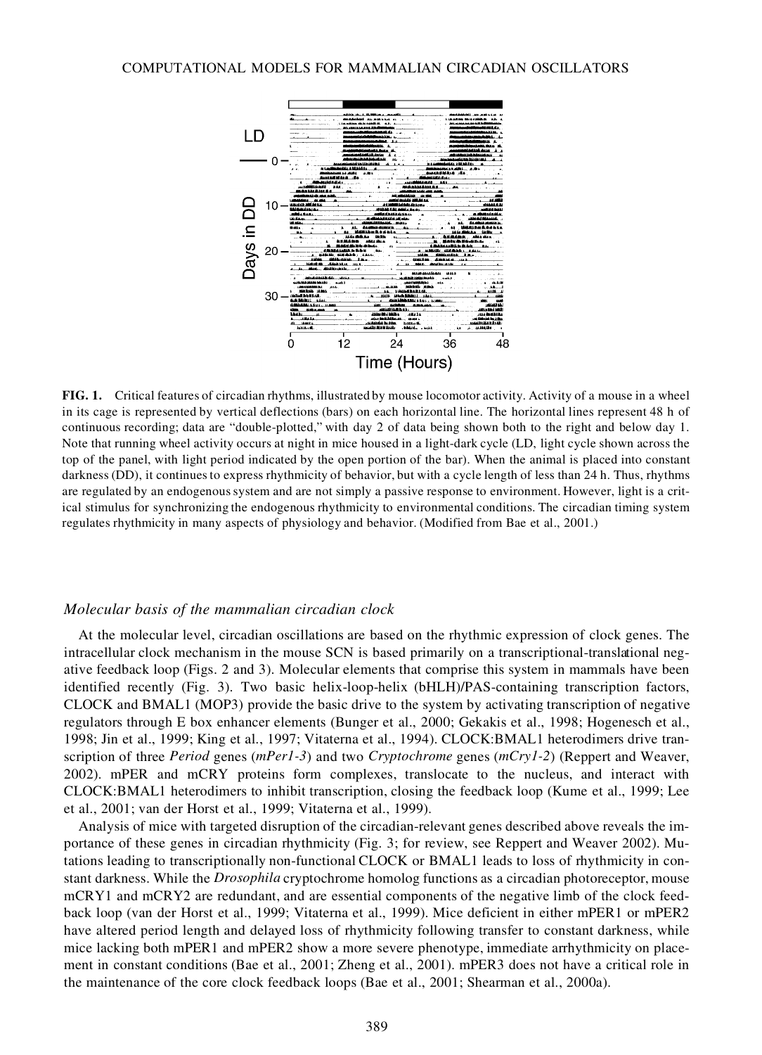**FIG. 1.** Critical features of circadian rhythms, illustrated by mouse locomotor activity. Activity of a mouse in a wheel in its cage is represented by vertical deflections (bars) on each horizontal line. The horizontal lines represent 48 h of continuous recording; data are "double-plotted," with day 2 of data being shown both to the right and below day 1. Note that running wheel activity occurs at night in mice housed in a light-dark cycle (LD, light cycle shown across the top of the panel, with light period indicated by the open portion of the bar). When the animal is placed into constant darkness (DD), it continues to express rhythmicity of behavior, but with a cycle length of less than 24 h. Thus, rhythms are regulated by an endogenous system and are not simply a passive response to environment. However, light is a critical stimulus for synchronizing the endogenous rhythmicity to environmental conditions. The circadian timing system regulates rhythmicity in many aspects of physiology and behavior. (Modified from Bae et al., 2001.)

### *Molecular basis of the mammalian circadian clock*

At the molecular level, circadian oscillations are based on the rhythmic expression of clock genes. The intracellular clock mechanism in the mouse SCN is based primarily on a transcriptional-translational negative feedback loop (Figs. 2 and 3). Molecular elements that comprise this system in mammals have been identified recently (Fig. 3). Two basic helix-loop-helix (bHLH)/PAS-containing transcription factors, CLOCK and BMAL1 (MOP3) provide the basic drive to the system by activating transcription of negative regulators through E box enhancer elements (Bunger et al., 2000; Gekakis et al., 1998; Hogenesch et al., 1998; Jin et al., 1999; King et al., 1997; Vitaterna et al., 1994). CLOCK:BMAL1 heterodimers drive transcription of three *Period* genes (*mPer1-3*) and two *Cryptochrome* genes (*mCry1-2*) (Reppert and Weaver, 2002). mPER and mCRY proteins form complexes, translocate to the nucleus, and interact with CLOCK:BMAL1 heterodimers to inhibit transcription, closing the feedback loop (Kume et al., 1999; Lee et al., 2001; van der Horst et al., 1999; Vitaterna et al., 1999).

Analysis of mice with targeted disruption of the circadian-relevant genes described above reveals the importance of these genes in circadian rhythmicity (Fig. 3; for review, see Reppert and Weaver 2002). Mutations leading to transcriptionally non-functional CLOCK or BMAL1 leads to loss of rhythmicity in constant darkness. While the *Drosophila* cryptochrome homolog functions as a circadian photoreceptor, mouse mCRY1 and mCRY2 are redundant, and are essential components of the negative limb of the clock feedback loop (van der Horst et al., 1999; Vitaterna et al., 1999). Mice deficient in either mPER1 or mPER2 have altered period length and delayed loss of rhythmicity following transfer to constant darkness, while mice lacking both mPER1 and mPER2 show a more severe phenotype, immediate arrhythmicity on placement in constant conditions (Bae et al., 2001; Zheng et al., 2001). mPER3 does not have a critical role in the maintenance of the core clock feedback loops (Bae et al., 2001; Shearman et al., 2000a).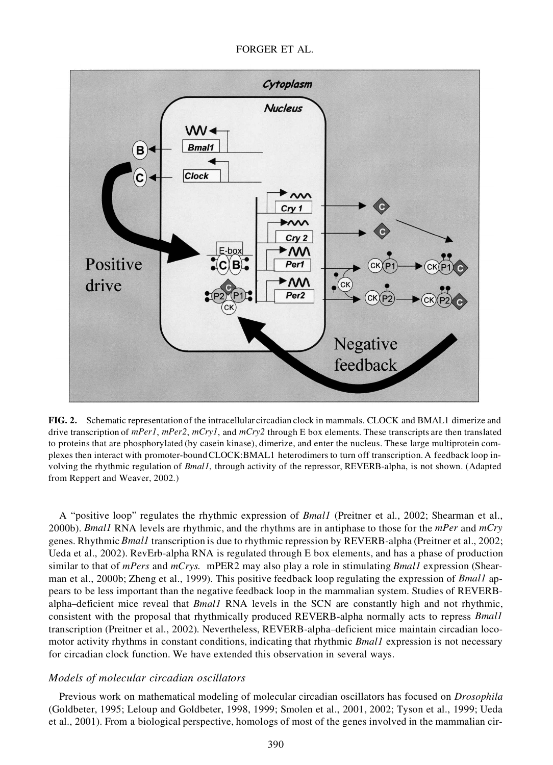**FIG. 2.** Schematic representation of the intracellular circadian clock in mammals. CLOCK and BMAL1 dimerize and drive transcription of *mPer1*, *mPer2*, *mCry1*, and *mCry2* through E box elements. These transcripts are then translated to proteins that are phosphorylated (by casein kinase), dimerize, and enter the nucleus. These large multiprotein complexes then interact with promoter-bound CLOCK:BMAL1 heterodimers to turn off transcription. A feedback loop involving the rhythmic regulation of *Bmal1*, through activity of the repressor, REVERB-alpha, is not shown. (Adapted from Reppert and Weaver, 2002.)

A "positive loop" regulates the rhythmic expression of *Bmal1* (Preitner et al., 2002; Shearman et al., 2000b). *Bmal1* RNA levels are rhythmic, and the rhythms are in antiphase to those for the *mPer* and *mCry* genes. Rhythmic *Bmal1* transcription is due to rhythmic repression by REVERB-alpha (Preitner et al., 2002; Ueda et al., 2002). RevErb-alpha RNA is regulated through E box elements, and has a phase of production similar to that of *mPers* and *mCrys.* mPER2 may also play a role in stimulating *Bmal1* expression (Shearman et al., 2000b; Zheng et al., 1999). This positive feedback loop regulating the expression of *Bmal1* appears to be less important than the negative feedback loop in the mammalian system. Studies of REVERB-alpha–deficient mice reveal that *Bmal1* RNA levels in the SCN are constantly high and not rhythmic, consistent with the proposal that rhythmically produced REVERB-alpha normally acts to repress *Bmal1* transcription (Preitner et al., 2002). Nevertheless, REVERB-alpha–deficient mice maintain circadian locomotor activity rhythms in constant conditions, indicating that rhythmic *Bmal1* expression is not necessary for circadian clock function. We have extended this observation in several ways.

### *Models of molecular circadian oscillators*

Previous work on mathematical modeling of molecular circadian oscillators has focused on *Drosophila* (Goldbeter, 1995; Leloup and Goldbeter, 1998, 1999; Smolen et al., 2001, 2002; Tyson et al., 1999; Ueda et al., 2001). From a biological perspective, homologs of most of the genes involved in the mammalian cir-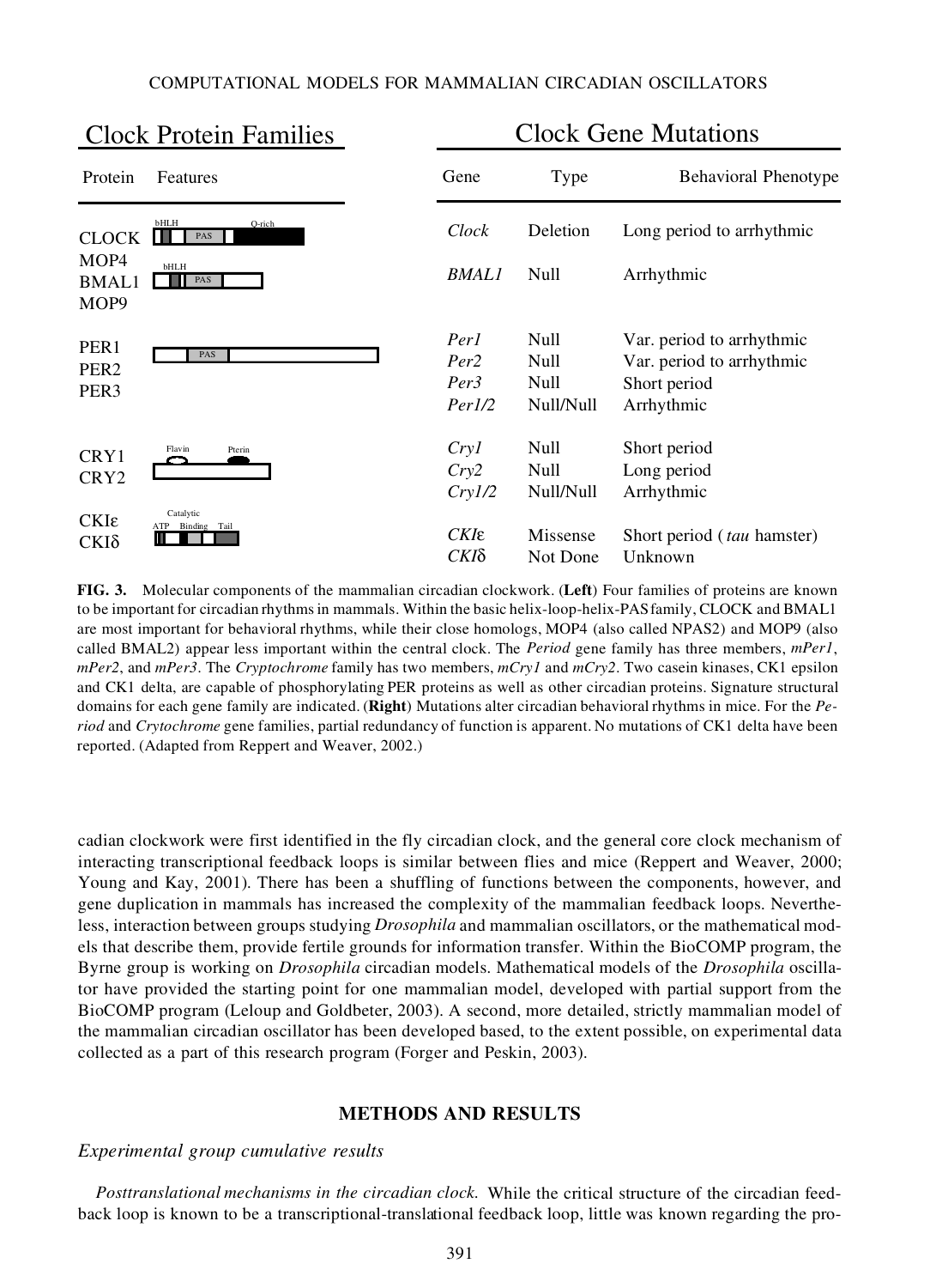## Clock Protein Families

| Protein | Features |
| --- | --- |
| CLOCK<br>MOP4 | bHLH, PAS, Q-rich |
| BMAL1<br>MOP9 | bHLH, PAS |
| PER1<br>PER2<br>PER3 | PAS |
| CRY1<br>CRY2 | Flavin, Pterin |
| CKIε<br>CKIδ | Catalytic: ATP, Binding, Tail |

## Clock Gene Mutations

| Gene | Type | Behavioral Phenotype |
| --- | --- | --- |
| *Clock* | Deletion | Long period to arrhythmic |
| *BMAL1* | Null | Arrhythmic |
| *Per1* | Null | Var. period to arrhythmic |
| *Per2* | Null | Var. period to arrhythmic |
| *Per3* | Null | Short period |
| *Per1/2* | Null/Null | Arrhythmic |
| *Cry1* | Null | Short period |
| *Cry2* | Null | Long period |
| *Cry1/2* | Null/Null | Arrhythmic |
| *CKIε* | Missense | Short period ( *tau* hamster) |
| *CKIδ* | Not Done | Unknown |

**FIG. 3.** Molecular components of the mammalian circadian clockwork. (**Left**) Four families of proteins are known to be important for circadian rhythms in mammals. Within the basic helix-loop-helix-PAS family, CLOCK and BMAL1 are most important for behavioral rhythms, while their close homologs, MOP4 (also called NPAS2) and MOP9 (also called BMAL2) appear less important within the central clock. The *Period* gene family has three members, *mPer1*, *mPer2*, and *mPer3*. The *Cryptochrome* family has two members, *mCry1* and *mCry2*. Two casein kinases, CK1 epsilon and CK1 delta, are capable of phosphorylating PER proteins as well as other circadian proteins. Signature structural domains for each gene family are indicated. (**Right**) Mutations alter circadian behavioral rhythms in mice. For the *Period* and *Crytochrome* gene families, partial redundancy of function is apparent. No mutations of CK1 delta have been reported. (Adapted from Reppert and Weaver, 2002.)

cadian clockwork were first identified in the fly circadian clock, and the general core clock mechanism of interacting transcriptional feedback loops is similar between flies and mice (Reppert and Weaver, 2000; Young and Kay, 2001). There has been a shuffling of functions between the components, however, and gene duplication in mammals has increased the complexity of the mammalian feedback loops. Nevertheless, interaction between groups studying *Drosophila* and mammalian oscillators, or the mathematical models that describe them, provide fertile grounds for information transfer. Within the BioCOMP program, the Byrne group is working on *Drosophila* circadian models. Mathematical models of the *Drosophila* oscillator have provided the starting point for one mammalian model, developed with partial support from the BioCOMP program (Leloup and Goldbeter, 2003). A second, more detailed, strictly mammalian model of the mammalian circadian oscillator has been developed based, to the extent possible, on experimental data collected as a part of this research program (Forger and Peskin, 2003).

## METHODS AND RESULTS

### *Experimental group cumulative results*

*Posttranslational mechanisms in the circadian clock.* While the critical structure of the circadian feedback loop is known to be a transcriptional-translational feedback loop, little was known regarding the pro-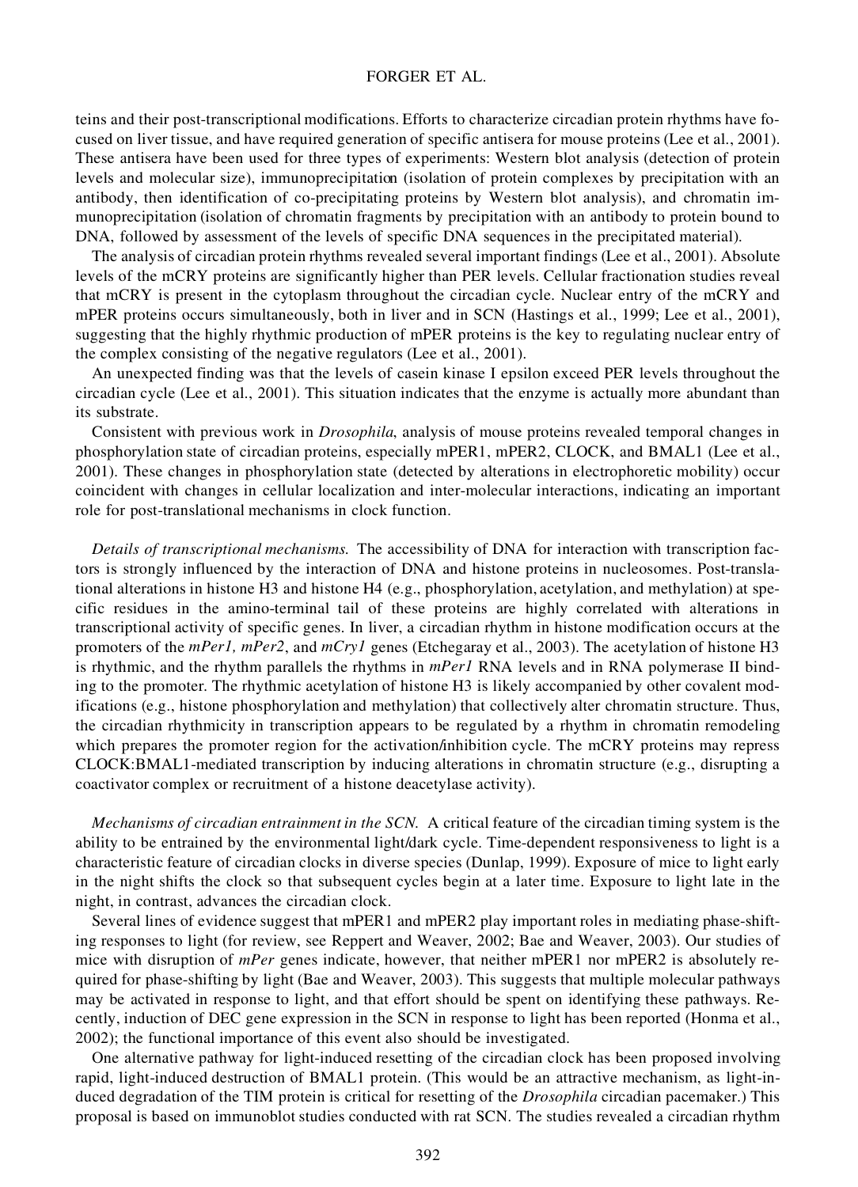teins and their post-transcriptional modifications. Efforts to characterize circadian protein rhythms have focused on liver tissue, and have required generation of specific antisera for mouse proteins (Lee et al., 2001). These antisera have been used for three types of experiments: Western blot analysis (detection of protein levels and molecular size), immunoprecipitation (isolation of protein complexes by precipitation with an antibody, then identification of co-precipitating proteins by Western blot analysis), and chromatin immunoprecipitation (isolation of chromatin fragments by precipitation with an antibody to protein bound to DNA, followed by assessment of the levels of specific DNA sequences in the precipitated material).

The analysis of circadian protein rhythms revealed several important findings (Lee et al., 2001). Absolute levels of the mCRY proteins are significantly higher than PER levels. Cellular fractionation studies reveal that mCRY is present in the cytoplasm throughout the circadian cycle. Nuclear entry of the mCRY and mPER proteins occurs simultaneously, both in liver and in SCN (Hastings et al., 1999; Lee et al., 2001), suggesting that the highly rhythmic production of mPER proteins is the key to regulating nuclear entry of the complex consisting of the negative regulators (Lee et al., 2001).

An unexpected finding was that the levels of casein kinase I epsilon exceed PER levels throughout the circadian cycle (Lee et al., 2001). This situation indicates that the enzyme is actually more abundant than its substrate.

Consistent with previous work in *Drosophila*, analysis of mouse proteins revealed temporal changes in phosphorylation state of circadian proteins, especially mPER1, mPER2, CLOCK, and BMAL1 (Lee et al., 2001). These changes in phosphorylation state (detected by alterations in electrophoretic mobility) occur coincident with changes in cellular localization and inter-molecular interactions, indicating an important role for post-translational mechanisms in clock function.

*Details of transcriptional mechanisms.* The accessibility of DNA for interaction with transcription factors is strongly influenced by the interaction of DNA and histone proteins in nucleosomes. Post-translational alterations in histone H3 and histone H4 (e.g., phosphorylation, acetylation, and methylation) at specific residues in the amino-terminal tail of these proteins are highly correlated with alterations in transcriptional activity of specific genes. In liver, a circadian rhythm in histone modification occurs at the promoters of the *mPer1, mPer2*, and *mCry1* genes (Etchegaray et al., 2003). The acetylation of histone H3 is rhythmic, and the rhythm parallels the rhythms in *mPer1* RNA levels and in RNA polymerase II binding to the promoter. The rhythmic acetylation of histone H3 is likely accompanied by other covalent modifications (e.g., histone phosphorylation and methylation) that collectively alter chromatin structure. Thus, the circadian rhythmicity in transcription appears to be regulated by a rhythm in chromatin remodeling which prepares the promoter region for the activation/inhibition cycle. The mCRY proteins may repress CLOCK:BMAL1-mediated transcription by inducing alterations in chromatin structure (e.g., disrupting a coactivator complex or recruitment of a histone deacetylase activity).

*Mechanisms of circadian entrainment in the SCN.* A critical feature of the circadian timing system is the ability to be entrained by the environmental light/dark cycle. Time-dependent responsiveness to light is a characteristic feature of circadian clocks in diverse species (Dunlap, 1999). Exposure of mice to light early in the night shifts the clock so that subsequent cycles begin at a later time. Exposure to light late in the night, in contrast, advances the circadian clock.

Several lines of evidence suggest that mPER1 and mPER2 play important roles in mediating phase-shifting responses to light (for review, see Reppert and Weaver, 2002; Bae and Weaver, 2003). Our studies of mice with disruption of *mPer* genes indicate, however, that neither mPER1 nor mPER2 is absolutely required for phase-shifting by light (Bae and Weaver, 2003). This suggests that multiple molecular pathways may be activated in response to light, and that effort should be spent on identifying these pathways. Recently, induction of DEC gene expression in the SCN in response to light has been reported (Honma et al., 2002); the functional importance of this event also should be investigated.

One alternative pathway for light-induced resetting of the circadian clock has been proposed involving rapid, light-induced destruction of BMAL1 protein. (This would be an attractive mechanism, as light-induced degradation of the TIM protein is critical for resetting of the *Drosophila* circadian pacemaker.) This proposal is based on immunoblot studies conducted with rat SCN. The studies revealed a circadian rhythm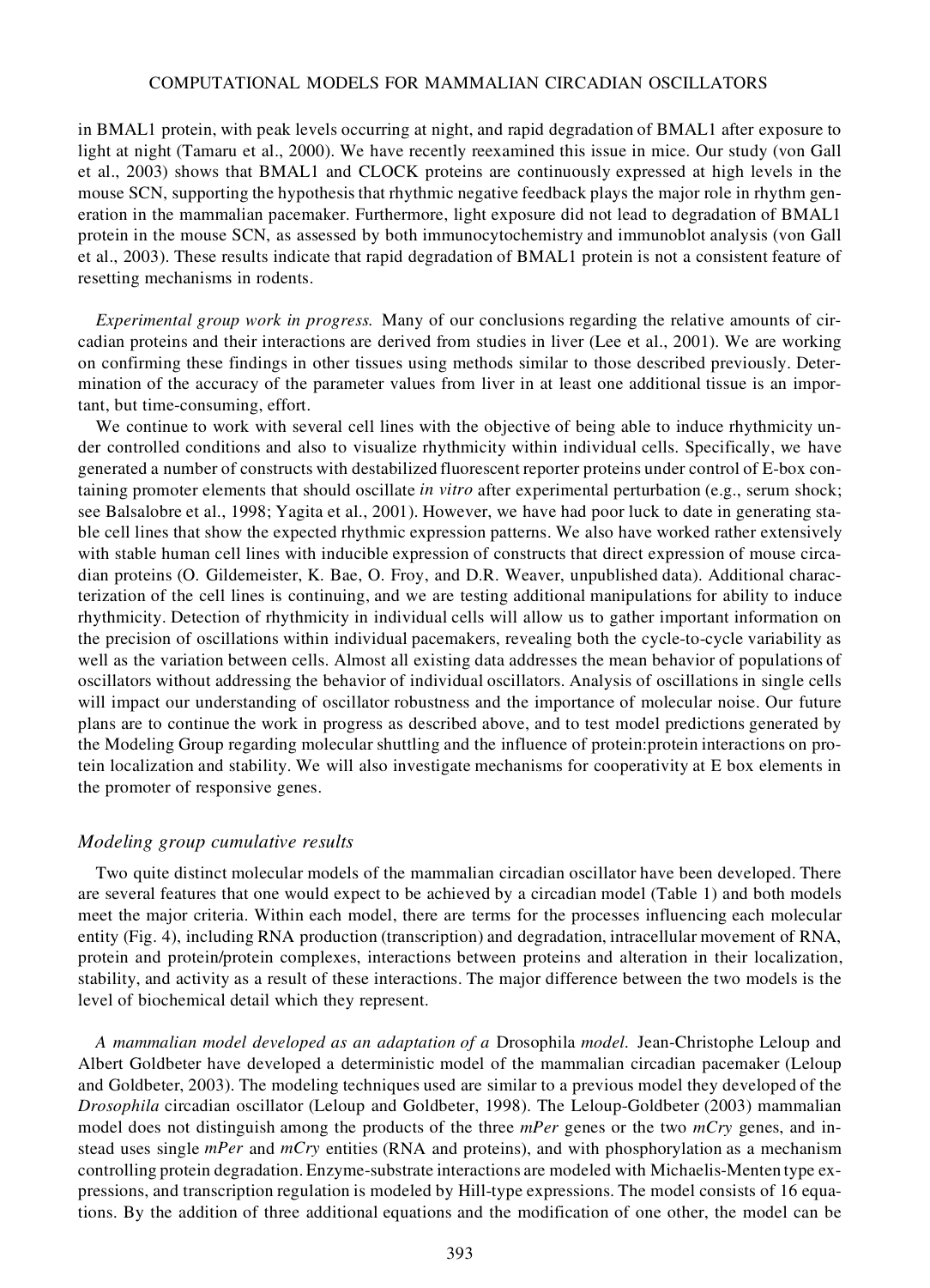in BMAL1 protein, with peak levels occurring at night, and rapid degradation of BMAL1 after exposure to light at night (Tamaru et al., 2000). We have recently reexamined this issue in mice. Our study (von Gall et al., 2003) shows that BMAL1 and CLOCK proteins are continuously expressed at high levels in the mouse SCN, supporting the hypothesis that rhythmic negative feedback plays the major role in rhythm generation in the mammalian pacemaker. Furthermore, light exposure did not lead to degradation of BMAL1 protein in the mouse SCN, as assessed by both immunocytochemistry and immunoblot analysis (von Gall et al., 2003). These results indicate that rapid degradation of BMAL1 protein is not a consistent feature of resetting mechanisms in rodents.

*Experimental group work in progress.* Many of our conclusions regarding the relative amounts of circadian proteins and their interactions are derived from studies in liver (Lee et al., 2001). We are working on confirming these findings in other tissues using methods similar to those described previously. Determination of the accuracy of the parameter values from liver in at least one additional tissue is an important, but time-consuming, effort.

We continue to work with several cell lines with the objective of being able to induce rhythmicity under controlled conditions and also to visualize rhythmicity within individual cells. Specifically, we have generated a number of constructs with destabilized fluorescent reporter proteins under control of E-box containing promoter elements that should oscillate *in vitro* after experimental perturbation (e.g., serum shock; see Balsalobre et al., 1998; Yagita et al., 2001). However, we have had poor luck to date in generating stable cell lines that show the expected rhythmic expression patterns. We also have worked rather extensively with stable human cell lines with inducible expression of constructs that direct expression of mouse circadian proteins (O. Gildemeister, K. Bae, O. Froy, and D.R. Weaver, unpublished data). Additional characterization of the cell lines is continuing, and we are testing additional manipulations for ability to induce rhythmicity. Detection of rhythmicity in individual cells will allow us to gather important information on the precision of oscillations within individual pacemakers, revealing both the cycle-to-cycle variability as well as the variation between cells. Almost all existing data addresses the mean behavior of populations of oscillators without addressing the behavior of individual oscillators. Analysis of oscillations in single cells will impact our understanding of oscillator robustness and the importance of molecular noise. Our future plans are to continue the work in progress as described above, and to test model predictions generated by the Modeling Group regarding molecular shuttling and the influence of protein:protein interactions on protein localization and stability. We will also investigate mechanisms for cooperativity at E box elements in the promoter of responsive genes.

### *Modeling group cumulative results*

Two quite distinct molecular models of the mammalian circadian oscillator have been developed. There are several features that one would expect to be achieved by a circadian model (Table 1) and both models meet the major criteria. Within each model, there are terms for the processes influencing each molecular entity (Fig. 4), including RNA production (transcription) and degradation, intracellular movement of RNA, protein and protein/protein complexes, interactions between proteins and alteration in their localization, stability, and activity as a result of these interactions. The major difference between the two models is the level of biochemical detail which they represent.

*A mammalian model developed as an adaptation of a* Drosophila *model.* Jean-Christophe Leloup and Albert Goldbeter have developed a deterministic model of the mammalian circadian pacemaker (Leloup and Goldbeter, 2003). The modeling techniques used are similar to a previous model they developed of the *Drosophila* circadian oscillator (Leloup and Goldbeter, 1998). The Leloup-Goldbeter (2003) mammalian model does not distinguish among the products of the three *mPer* genes or the two *mCry* genes, and instead uses single *mPer* and *mCry* entities (RNA and proteins), and with phosphorylation as a mechanism controlling protein degradation. Enzyme-substrate interactions are modeled with Michaelis-Menten type expressions, and transcription regulation is modeled by Hill-type expressions. The model consists of 16 equations. By the addition of three additional equations and the modification of one other, the model can be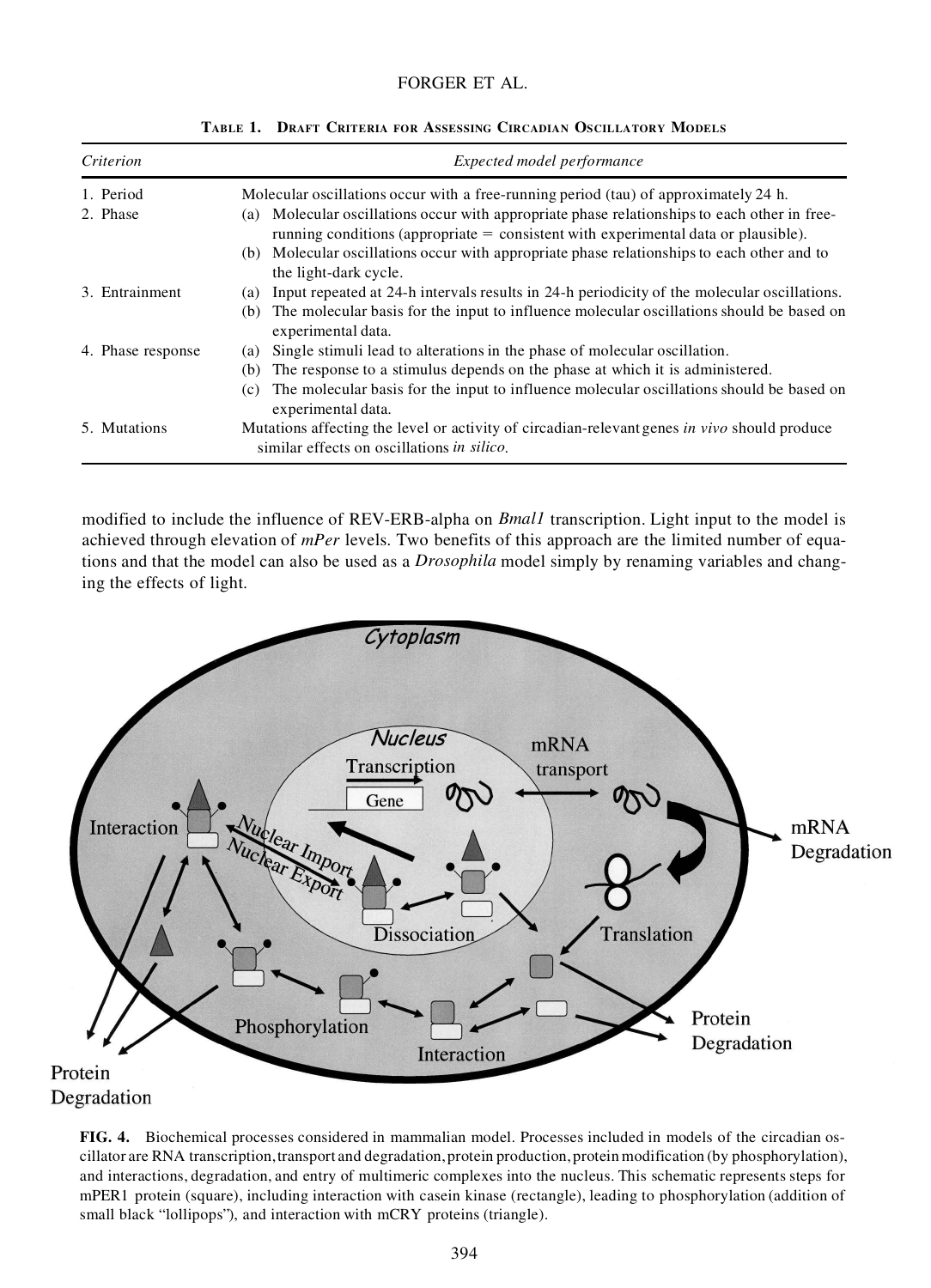**TABLE 1. DRAFT CRITERIA FOR ASSESSING CIRCADIAN OSCILLATORY MODELS**

| *Criterion* | *Expected model performance* |
|---|---|
| 1. Period | Molecular oscillations occur with a free-running period (tau) of approximately 24 h. |
| 2. Phase | (a) Molecular oscillations occur with appropriate phase relationships to each other in free-running conditions (appropriate = consistent with experimental data or plausible). |
| | (b) Molecular oscillations occur with appropriate phase relationships to each other and to the light-dark cycle. |
| 3. Entrainment | (a) Input repeated at 24-h intervals results in 24-h periodicity of the molecular oscillations. |
| | (b) The molecular basis for the input to influence molecular oscillations should be based on experimental data. |
| 4. Phase response | (a) Single stimuli lead to alterations in the phase of molecular oscillation. |
| | (b) The response to a stimulus depends on the phase at which it is administered. |
| | (c) The molecular basis for the input to influence molecular oscillations should be based on experimental data. |
| 5. Mutations | Mutations affecting the level or activity of circadian-relevant genes *in vivo* should produce similar effects on oscillations *in silico*. |

modified to include the influence of REV-ERB-alpha on *Bmal1* transcription. Light input to the model is achieved through elevation of *mPer* levels. Two benefits of this approach are the limited number of equations and that the model can also be used as a *Drosophila* model simply by renaming variables and changing the effects of light.

**FIG. 4.** Biochemical processes considered in mammalian model. Processes included in models of the circadian oscillator are RNA transcription, transport and degradation, protein production, protein modification (by phosphorylation), and interactions, degradation, and entry of multimeric complexes into the nucleus. This schematic represents steps for mPER1 protein (square), including interaction with casein kinase (rectangle), leading to phosphorylation (addition of small black "lollipops"), and interaction with mCRY proteins (triangle).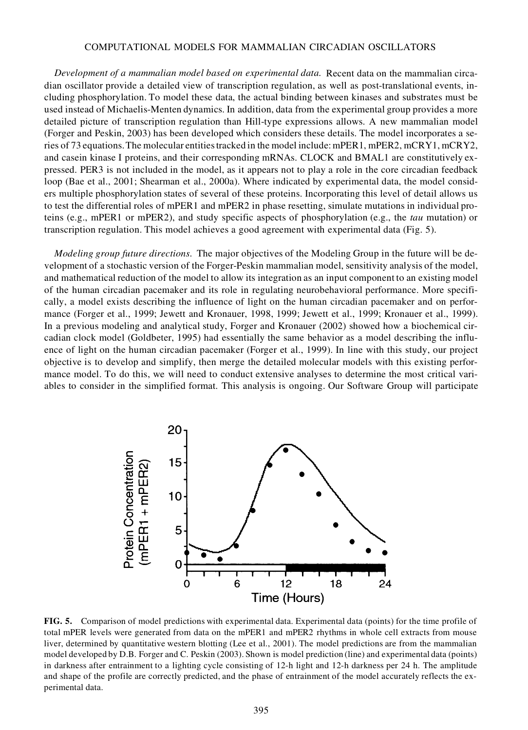*Development of a mammalian model based on experimental data.* Recent data on the mammalian circadian oscillator provide a detailed view of transcription regulation, as well as post-translational events, including phosphorylation. To model these data, the actual binding between kinases and substrates must be used instead of Michaelis-Menten dynamics. In addition, data from the experimental group provides a more detailed picture of transcription regulation than Hill-type expressions allows. A new mammalian model (Forger and Peskin, 2003) has been developed which considers these details. The model incorporates a series of 73 equations. The molecular entities tracked in the model include: mPER1, mPER2, mCRY1, mCRY2, and casein kinase I proteins, and their corresponding mRNAs. CLOCK and BMAL1 are constitutively expressed. PER3 is not included in the model, as it appears not to play a role in the core circadian feedback loop (Bae et al., 2001; Shearman et al., 2000a). Where indicated by experimental data, the model considers multiple phosphorylation states of several of these proteins. Incorporating this level of detail allows us to test the differential roles of mPER1 and mPER2 in phase resetting, simulate mutations in individual proteins (e.g., mPER1 or mPER2), and study specific aspects of phosphorylation (e.g., the *tau* mutation) or transcription regulation. This model achieves a good agreement with experimental data (Fig. 5).

*Modeling group future directions.* The major objectives of the Modeling Group in the future will be development of a stochastic version of the Forger-Peskin mammalian model, sensitivity analysis of the model, and mathematical reduction of the model to allow its integration as an input component to an existing model of the human circadian pacemaker and its role in regulating neurobehavioral performance. More specifically, a model exists describing the influence of light on the human circadian pacemaker and on performance (Forger et al., 1999; Jewett and Kronauer, 1998, 1999; Jewett et al., 1999; Kronauer et al., 1999). In a previous modeling and analytical study, Forger and Kronauer (2002) showed how a biochemical circadian clock model (Goldbeter, 1995) had essentially the same behavior as a model describing the influence of light on the human circadian pacemaker (Forger et al., 1999). In line with this study, our project objective is to develop and simplify, then merge the detailed molecular models with this existing performance model. To do this, we will need to conduct extensive analyses to determine the most critical variables to consider in the simplified format. This analysis is ongoing. Our Software Group will participate

**FIG. 5.** Comparison of model predictions with experimental data. Experimental data (points) for the time profile of total mPER levels were generated from data on the mPER1 and mPER2 rhythms in whole cell extracts from mouse liver, determined by quantitative western blotting (Lee et al., 2001). The model predictions are from the mammalian model developed by D.B. Forger and C. Peskin (2003). Shown is model prediction (line) and experimental data (points) in darkness after entrainment to a lighting cycle consisting of 12-h light and 12-h darkness per 24 h. The amplitude and shape of the profile are correctly predicted, and the phase of entrainment of the model accurately reflects the experimental data.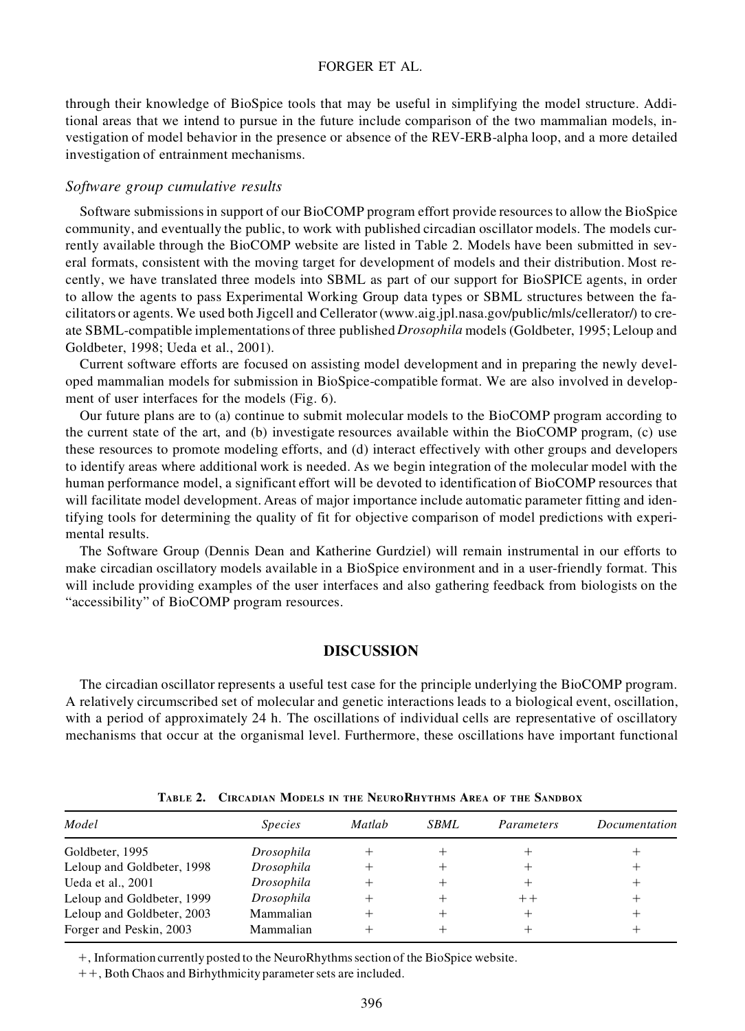through their knowledge of BioSpice tools that may be useful in simplifying the model structure. Additional areas that we intend to pursue in the future include comparison of the two mammalian models, investigation of model behavior in the presence or absence of the REV-ERB-alpha loop, and a more detailed investigation of entrainment mechanisms.

### *Software group cumulative results*

Software submissions in support of our BioCOMP program effort provide resources to allow the BioSpice community, and eventually the public, to work with published circadian oscillator models. The models currently available through the BioCOMP website are listed in Table 2. Models have been submitted in several formats, consistent with the moving target for development of models and their distribution. Most recently, we have translated three models into SBML as part of our support for BioSPICE agents, in order to allow the agents to pass Experimental Working Group data types or SBML structures between the facilitators or agents. We used both Jigcell and Cellerator (www.aig.jpl.nasa.gov/public/mls/cellerator/) to create SBML-compatible implementations of three published *Drosophila* models (Goldbeter, 1995; Leloup and Goldbeter, 1998; Ueda et al., 2001).

Current software efforts are focused on assisting model development and in preparing the newly developed mammalian models for submission in BioSpice-compatible format. We are also involved in development of user interfaces for the models (Fig. 6).

Our future plans are to (a) continue to submit molecular models to the BioCOMP program according to the current state of the art, and (b) investigate resources available within the BioCOMP program, (c) use these resources to promote modeling efforts, and (d) interact effectively with other groups and developers to identify areas where additional work is needed. As we begin integration of the molecular model with the human performance model, a significant effort will be devoted to identification of BioCOMP resources that will facilitate model development. Areas of major importance include automatic parameter fitting and identifying tools for determining the quality of fit for objective comparison of model predictions with experimental results.

The Software Group (Dennis Dean and Katherine Gurdziel) will remain instrumental in our efforts to make circadian oscillatory models available in a BioSpice environment and in a user-friendly format. This will include providing examples of the user interfaces and also gathering feedback from biologists on the "accessibility" of BioCOMP program resources.

## DISCUSSION

The circadian oscillator represents a useful test case for the principle underlying the BioCOMP program. A relatively circumscribed set of molecular and genetic interactions leads to a biological event, oscillation, with a period of approximately 24 h. The oscillations of individual cells are representative of oscillatory mechanisms that occur at the organismal level. Furthermore, these oscillations have important functional

**TABLE 2. CIRCADIAN MODELS IN THE NEURORHYTHMS AREA OF THE SANDBOX**

| *Model* | *Species* | *Matlab* | *SBML* | *Parameters* | *Documentation* |
|---|---|---|---|---|---|
| Goldbeter, 1995 | *Drosophila* | + | + | + | + |
| Leloup and Goldbeter, 1998 | *Drosophila* | + | + | + | + |
| Ueda et al., 2001 | *Drosophila* | + | + | + | + |
| Leloup and Goldbeter, 1999 | *Drosophila* | + | + | ++ | + |
| Leloup and Goldbeter, 2003 | Mammalian | + | + | + | + |
| Forger and Peskin, 2003 | Mammalian | + | + | + | + |

+, Information currently posted to the NeuroRhythms section of the BioSpice website.

++, Both Chaos and Birhythmicity parameter sets are included.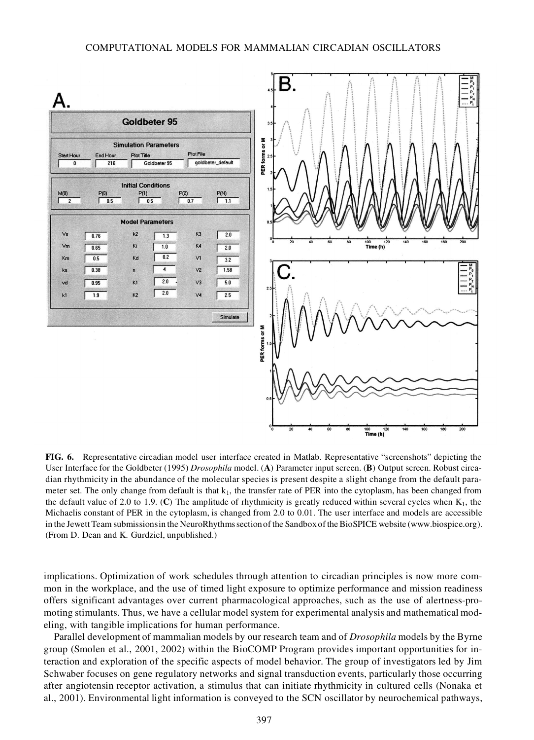**FIG. 6.** Representative circadian model user interface created in Matlab. Representative "screenshots" depicting the User Interface for the Goldbeter (1995) *Drosophila* model. (**A**) Parameter input screen. (**B**) Output screen. Robust circadian rhythmicity in the abundance of the molecular species is present despite a slight change from the default parameter set. The only change from default is that $k_1$, the transfer rate of PER into the cytoplasm, has been changed from the default value of 2.0 to 1.9. (**C**) The amplitude of rhythmicity is greatly reduced within several cycles when $K_1$, the Michaelis constant of PER in the cytoplasm, is changed from 2.0 to 0.01. The user interface and models are accessible in the Jewett Team submissions in the NeuroRhythms section of the Sandbox of the BioSPICE website (www.biospice.org). (From D. Dean and K. Gurdziel, unpublished.)

implications. Optimization of work schedules through attention to circadian principles is now more common in the workplace, and the use of timed light exposure to optimize performance and mission readiness offers significant advantages over current pharmacological approaches, such as the use of alertness-promoting stimulants. Thus, we have a cellular model system for experimental analysis and mathematical modeling, with tangible implications for human performance.

Parallel development of mammalian models by our research team and of *Drosophila* models by the Byrne group (Smolen et al., 2001, 2002) within the BioCOMP Program provides important opportunities for interaction and exploration of the specific aspects of model behavior. The group of investigators led by Jim Schwaber focuses on gene regulatory networks and signal transduction events, particularly those occurring after angiotensin receptor activation, a stimulus that can initiate rhythmicity in cultured cells (Nonaka et al., 2001). Environmental light information is conveyed to the SCN oscillator by neurochemical pathways,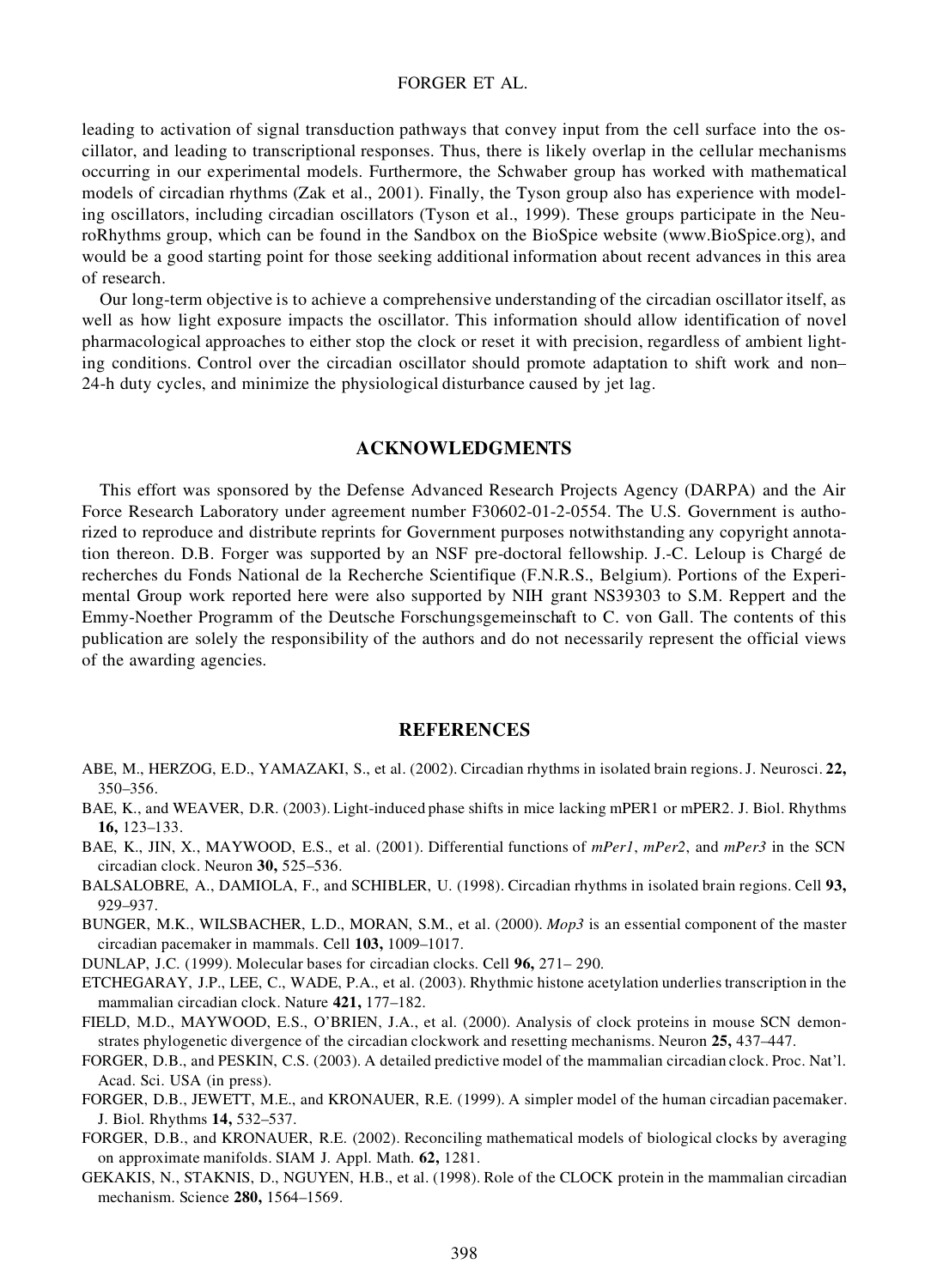leading to activation of signal transduction pathways that convey input from the cell surface into the oscillator, and leading to transcriptional responses. Thus, there is likely overlap in the cellular mechanisms occurring in our experimental models. Furthermore, the Schwaber group has worked with mathematical models of circadian rhythms (Zak et al., 2001). Finally, the Tyson group also has experience with modeling oscillators, including circadian oscillators (Tyson et al., 1999). These groups participate in the NeuroRhythms group, which can be found in the Sandbox on the BioSpice website (www.BioSpice.org), and would be a good starting point for those seeking additional information about recent advances in this area of research.

Our long-term objective is to achieve a comprehensive understanding of the circadian oscillator itself, as well as how light exposure impacts the oscillator. This information should allow identification of novel pharmacological approaches to either stop the clock or reset it with precision, regardless of ambient lighting conditions. Control over the circadian oscillator should promote adaptation to shift work and non–24-h duty cycles, and minimize the physiological disturbance caused by jet lag.

## ACKNOWLEDGMENTS

This effort was sponsored by the Defense Advanced Research Projects Agency (DARPA) and the Air Force Research Laboratory under agreement number F30602-01-2-0554. The U.S. Government is authorized to reproduce and distribute reprints for Government purposes notwithstanding any copyright annotation thereon. D.B. Forger was supported by an NSF pre-doctoral fellowship. J.-C. Leloup is Chargé de recherches du Fonds National de la Recherche Scientifique (F.N.R.S., Belgium). Portions of the Experimental Group work reported here were also supported by NIH grant NS39303 to S.M. Reppert and the Emmy-Noether Programm of the Deutsche Forschungsgemeinschaft to C. von Gall. The contents of this publication are solely the responsibility of the authors and do not necessarily represent the official views of the awarding agencies.

## REFERENCES

ABE, M., HERZOG, E.D., YAMAZAKI, S., et al. (2002). Circadian rhythms in isolated brain regions. J. Neurosci. **22,** 350–356.

BAE, K., and WEAVER, D.R. (2003). Light-induced phase shifts in mice lacking mPER1 or mPER2. J. Biol. Rhythms **16,** 123–133.

BAE, K., JIN, X., MAYWOOD, E.S., et al. (2001). Differential functions of *mPer1*, *mPer2*, and *mPer3* in the SCN circadian clock. Neuron **30,** 525–536.

BALSALOBRE, A., DAMIOLA, F., and SCHIBLER, U. (1998). Circadian rhythms in isolated brain regions. Cell **93,** 929–937.

BUNGER, M.K., WILSBACHER, L.D., MORAN, S.M., et al. (2000). *Mop3* is an essential component of the master circadian pacemaker in mammals. Cell **103,** 1009–1017.

DUNLAP, J.C. (1999). Molecular bases for circadian clocks. Cell **96,** 271– 290.

ETCHEGARAY, J.P., LEE, C., WADE, P.A., et al. (2003). Rhythmic histone acetylation underlies transcription in the mammalian circadian clock. Nature **421,** 177–182.

FIELD, M.D., MAYWOOD, E.S., O'BRIEN, J.A., et al. (2000). Analysis of clock proteins in mouse SCN demonstrates phylogenetic divergence of the circadian clockwork and resetting mechanisms. Neuron **25,** 437–447.

FORGER, D.B., and PESKIN, C.S. (2003). A detailed predictive model of the mammalian circadian clock. Proc. Nat'l. Acad. Sci. USA (in press).

FORGER, D.B., JEWETT, M.E., and KRONAUER, R.E. (1999). A simpler model of the human circadian pacemaker. J. Biol. Rhythms **14,** 532–537.

FORGER, D.B., and KRONAUER, R.E. (2002). Reconciling mathematical models of biological clocks by averaging on approximate manifolds. SIAM J. Appl. Math. **62,** 1281.

GEKAKIS, N., STAKNIS, D., NGUYEN, H.B., et al. (1998). Role of the CLOCK protein in the mammalian circadian mechanism. Science **280,** 1564–1569.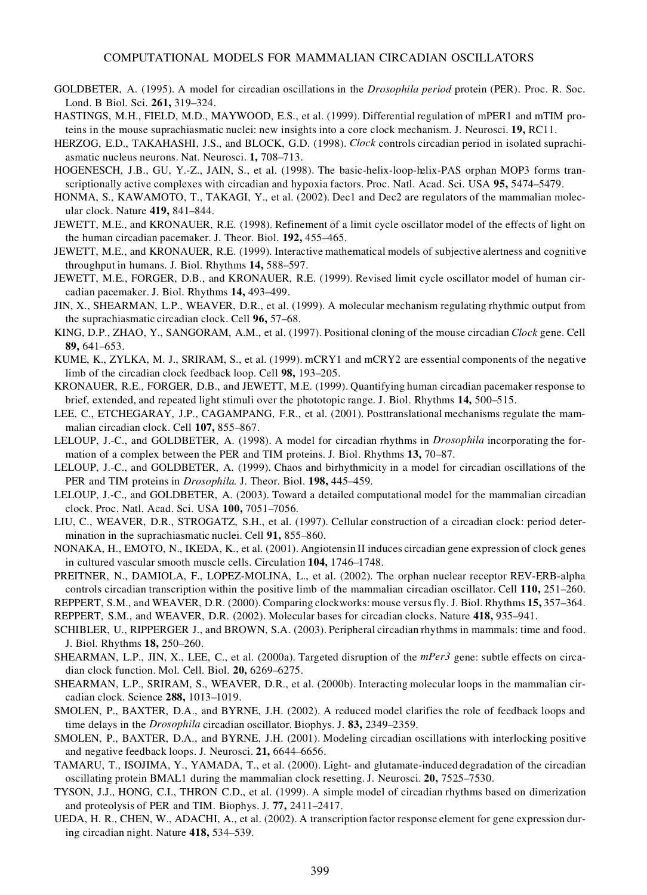GOLDBETER, A. (1995). A model for circadian oscillations in the *Drosophila period* protein (PER). Proc. R. Soc. Lond. B Biol. Sci. **261,** 319–324.

HASTINGS, M.H., FIELD, M.D., MAYWOOD, E.S., et al. (1999). Differential regulation of mPER1 and mTIM proteins in the mouse suprachiasmatic nuclei: new insights into a core clock mechanism. J. Neurosci. **19,** RC11.

HERZOG, E.D., TAKAHASHI, J.S., and BLOCK, G.D. (1998). *Clock* controls circadian period in isolated suprachiasmatic nucleus neurons. Nat. Neurosci. **1,** 708–713.

HOGENESCH, J.B., GU, Y.-Z., JAIN, S., et al. (1998). The basic-helix-loop-helix-PAS orphan MOP3 forms transcriptionally active complexes with circadian and hypoxia factors. Proc. Natl. Acad. Sci. USA **95,** 5474–5479.

HONMA, S., KAWAMOTO, T., TAKAGI, Y., et al. (2002). Dec1 and Dec2 are regulators of the mammalian molecular clock. Nature **419,** 841–844.

JEWETT, M.E., and KRONAUER, R.E. (1998). Refinement of a limit cycle oscillator model of the effects of light on the human circadian pacemaker. J. Theor. Biol. **192,** 455–465.

JEWETT, M.E., and KRONAUER, R.E. (1999). Interactive mathematical models of subjective alertness and cognitive throughput in humans. J. Biol. Rhythms **14,** 588–597.

JEWETT, M.E., FORGER, D.B., and KRONAUER, R.E. (1999). Revised limit cycle oscillator model of human circadian pacemaker. J. Biol. Rhythms **14,** 493–499.

JIN, X., SHEARMAN, L.P., WEAVER, D.R., et al. (1999). A molecular mechanism regulating rhythmic output from the suprachiasmatic circadian clock. Cell **96,** 57–68.

KING, D.P., ZHAO, Y., SANGORAM, A.M., et al. (1997). Positional cloning of the mouse circadian *Clock* gene. Cell **89,** 641–653.

KUME, K., ZYLKA, M. J., SRIRAM, S., et al. (1999). mCRY1 and mCRY2 are essential components of the negative limb of the circadian clock feedback loop. Cell **98,** 193–205.

KRONAUER, R.E., FORGER, D.B., and JEWETT, M.E. (1999). Quantifying human circadian pacemaker response to brief, extended, and repeated light stimuli over the phototopic range. J. Biol. Rhythms **14,** 500–515.

LEE, C., ETCHEGARAY, J.P., CAGAMPANG, F.R., et al. (2001). Posttranslational mechanisms regulate the mammalian circadian clock. Cell **107,** 855–867.

LELOUP, J.-C., and GOLDBETER, A. (1998). A model for circadian rhythms in *Drosophila* incorporating the formation of a complex between the PER and TIM proteins. J. Biol. Rhythms **13,** 70–87.

LELOUP, J.-C., and GOLDBETER, A. (1999). Chaos and birhythmicity in a model for circadian oscillations of the PER and TIM proteins in *Drosophila.* J. Theor. Biol. **198,** 445–459.

LELOUP, J.-C., and GOLDBETER, A. (2003). Toward a detailed computational model for the mammalian circadian clock. Proc. Natl. Acad. Sci. USA **100,** 7051–7056.

LIU, C., WEAVER, D.R., STROGATZ, S.H., et al. (1997). Cellular construction of a circadian clock: period determination in the suprachiasmatic nuclei. Cell **91,** 855–860.

NONAKA, H., EMOTO, N., IKEDA, K., et al. (2001). Angiotensin II induces circadian gene expression of clock genes in cultured vascular smooth muscle cells. Circulation **104,** 1746–1748.

PREITNER, N., DAMIOLA, F., LOPEZ-MOLINA, L., et al. (2002). The orphan nuclear receptor REV-ERB-alpha controls circadian transcription within the positive limb of the mammalian circadian oscillator. Cell **110,** 251–260.

REPPERT, S.M., and WEAVER, D.R. (2000). Comparing clockworks: mouse versus fly. J. Biol. Rhythms **15,** 357–364.

REPPERT, S.M., and WEAVER, D.R. (2002). Molecular bases for circadian clocks. Nature **418,** 935–941.

SCHIBLER, U., RIPPERGER J., and BROWN, S.A. (2003). Peripheral circadian rhythms in mammals: time and food. J. Biol. Rhythms **18,** 250–260.

SHEARMAN, L.P., JIN, X., LEE, C., et al. (2000a). Targeted disruption of the *mPer3* gene: subtle effects on circadian clock function. Mol. Cell. Biol. **20,** 6269–6275.

SHEARMAN, L.P., SRIRAM, S., WEAVER, D.R., et al. (2000b). Interacting molecular loops in the mammalian circadian clock. Science **288,** 1013–1019.

SMOLEN, P., BAXTER, D.A., and BYRNE, J.H. (2002). A reduced model clarifies the role of feedback loops and time delays in the *Drosophila* circadian oscillator. Biophys. J. **83,** 2349–2359.

SMOLEN, P., BAXTER, D.A., and BYRNE, J.H. (2001). Modeling circadian oscillations with interlocking positive and negative feedback loops. J. Neurosci. **21,** 6644–6656.

TAMARU, T., ISOJIMA, Y., YAMADA, T., et al. (2000). Light- and glutamate-induced degradation of the circadian oscillating protein BMAL1 during the mammalian clock resetting. J. Neurosci. **20,** 7525–7530.

TYSON, J.J., HONG, C.I., THRON C.D., et al. (1999). A simple model of circadian rhythms based on dimerization and proteolysis of PER and TIM. Biophys. J. **77,** 2411–2417.

UEDA, H. R., CHEN, W., ADACHI, A., et al. (2002). A transcription factor response element for gene expression during circadian night. Nature **418,** 534–539.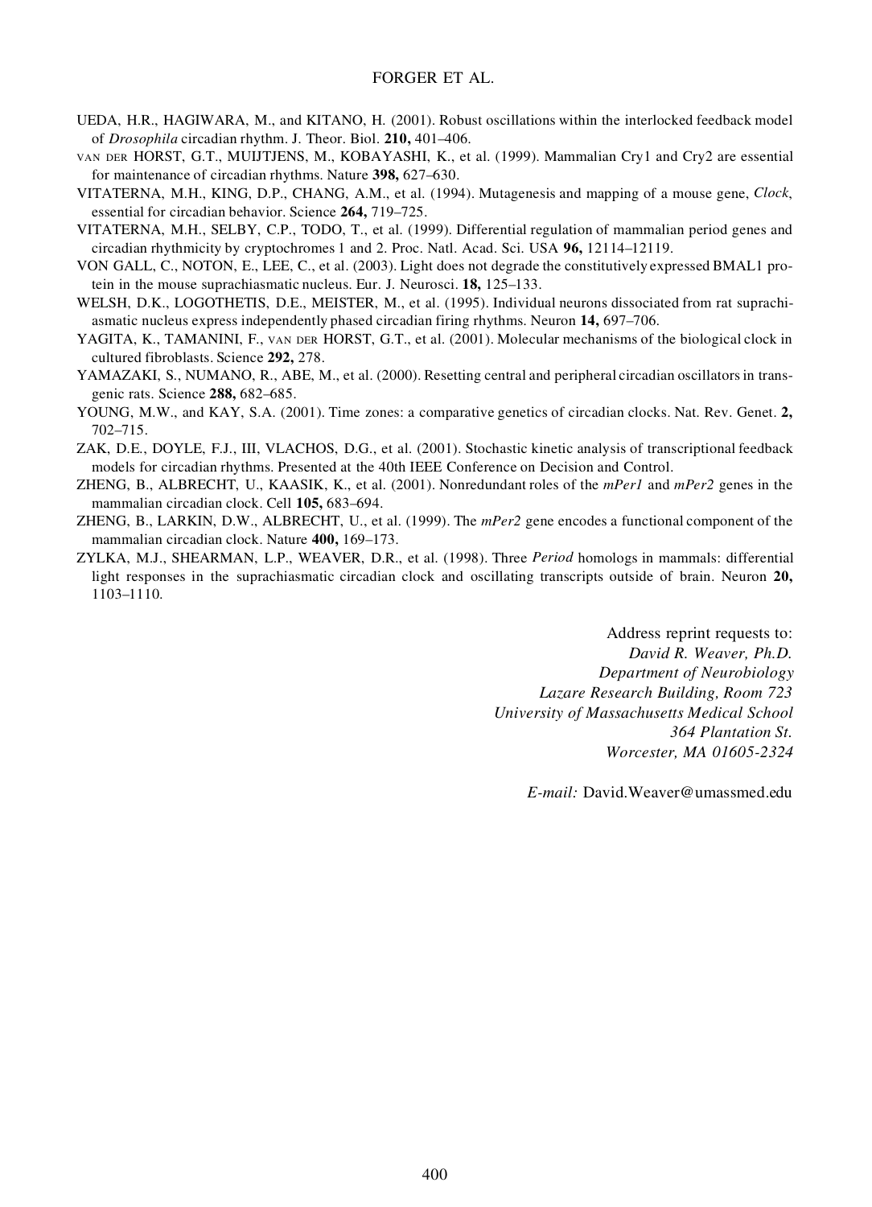UEDA, H.R., HAGIWARA, M., and KITANO, H. (2001). Robust oscillations within the interlocked feedback model of *Drosophila* circadian rhythm. J. Theor. Biol. **210,** 401–406.

VAN DER HORST, G.T., MUIJTJENS, M., KOBAYASHI, K., et al. (1999). Mammalian Cry1 and Cry2 are essential for maintenance of circadian rhythms. Nature **398,** 627–630.

VITATERNA, M.H., KING, D.P., CHANG, A.M., et al. (1994). Mutagenesis and mapping of a mouse gene, *Clock*, essential for circadian behavior. Science **264,** 719–725.

VITATERNA, M.H., SELBY, C.P., TODO, T., et al. (1999). Differential regulation of mammalian period genes and circadian rhythmicity by cryptochromes 1 and 2. Proc. Natl. Acad. Sci. USA **96,** 12114–12119.

VON GALL, C., NOTON, E., LEE, C., et al. (2003). Light does not degrade the constitutively expressed BMAL1 protein in the mouse suprachiasmatic nucleus. Eur. J. Neurosci. **18,** 125–133.

WELSH, D.K., LOGOTHETIS, D.E., MEISTER, M., et al. (1995). Individual neurons dissociated from rat suprachiasmatic nucleus express independently phased circadian firing rhythms. Neuron **14,** 697–706.

YAGITA, K., TAMANINI, F., VAN DER HORST, G.T., et al. (2001). Molecular mechanisms of the biological clock in cultured fibroblasts. Science **292,** 278.

YAMAZAKI, S., NUMANO, R., ABE, M., et al. (2000). Resetting central and peripheral circadian oscillators in transgenic rats. Science **288,** 682–685.

YOUNG, M.W., and KAY, S.A. (2001). Time zones: a comparative genetics of circadian clocks. Nat. Rev. Genet. **2,** 702–715.

ZAK, D.E., DOYLE, F.J., III, VLACHOS, D.G., et al. (2001). Stochastic kinetic analysis of transcriptional feedback models for circadian rhythms. Presented at the 40th IEEE Conference on Decision and Control.

ZHENG, B., ALBRECHT, U., KAASIK, K., et al. (2001). Nonredundant roles of the *mPer1* and *mPer2* genes in the mammalian circadian clock. Cell **105,** 683–694.

ZHENG, B., LARKIN, D.W., ALBRECHT, U., et al. (1999). The *mPer2* gene encodes a functional component of the mammalian circadian clock. Nature **400,** 169–173.

ZYLKA, M.J., SHEARMAN, L.P., WEAVER, D.R., et al. (1998). Three *Period* homologs in mammals: differential light responses in the suprachiasmatic circadian clock and oscillating transcripts outside of brain. Neuron **20,** 1103–1110.

Address reprint requests to:
*David R. Weaver, Ph.D.*
*Department of Neurobiology*
*Lazare Research Building, Room 723*
*University of Massachusetts Medical School*
*364 Plantation St.*
*Worcester, MA 01605-2324*

*E-mail:* David.Weaver@umassmed.edu